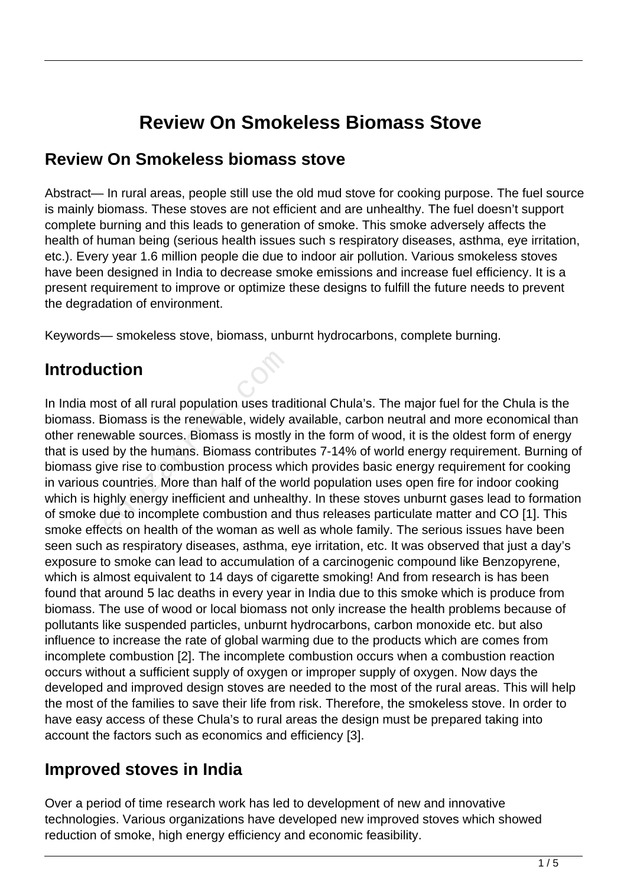# Review On Smokeless Biomass Stove

## Review On Smokeless biomass stove

Abstract— In rural areas, people still use the old mud stove for cooking purpose. The fuel source is mainly biomass. These stoves are not efficient and are unhealthy. The fuel doesn't support complete burning and this leads to generation of smoke. This smoke adversely affects the health of human being (serious health issues such s respiratory diseases, asthma, eye irritation, etc.). Every year 1.6 million people die due to indoor air pollution. Various smokeless stoves have been designed in India to decrease smoke emissions and increase fuel efficiency. It is a present requirement to improve or optimize these designs to fulfill the future needs to prevent the degradation of environment.

Keywords— smokeless stove, biomass, unburnt hydrocarbons, complete burning.

## Introduction

In India most of all rural population uses traditional Chula's. The major fuel for the Chula is the biomass. Biomass is the renewable, widely available, carbon neutral and more economical than other renewable sources. Biomass is mostly in the form of wood, it is the oldest form of energy that is used by the humans. Biomass contributes 7-14% of world energy requirement. Burning of biomass give rise to combustion process which provides basic energy requirement for cooking in various countries. More than half of the world population uses open fire for indoor cooking which is highly energy inefficient and unhealthy. In these stoves unburnt gases lead to formation of smoke due to incomplete combustion and thus releases particulate matter and CO [1]. This smoke effects on health of the woman as well as whole family. The serious issues have been seen such as respiratory diseases, asthma, eye irritation, etc. It was observed that just a day's exposure to smoke can lead to accumulation of a carcinogenic compound like Benzopyrene, which is almost equivalent to 14 days of cigarette smoking! And from research is has been found that around 5 lac deaths in every year in India due to this smoke which is produce from biomass. The use of wood or local biomass not only increase the health problems because of pollutants like suspended particles, unburnt hydrocarbons, carbon monoxide etc. but also influence to increase the rate of global warming due to the products which are comes from incomplete combustion [2]. The incomplete combustion occurs when a combustion reaction occurs without a sufficient supply of oxygen or improper supply of oxygen. Now days the developed and improved design stoves are needed to the most of the rural areas. This will help the most of the families to save their life from risk. Therefore, the smokeless stove. In order to have easy access of these Chula's to rural areas the design must be prepared taking into account the factors such as economics and efficiency [3].

## Improved stoves in India

Over a period of time research work has led to development of new and innovative technologies. Various organizations have developed new improved stoves which showed reduction of smoke, high energy efficiency and economic feasibility.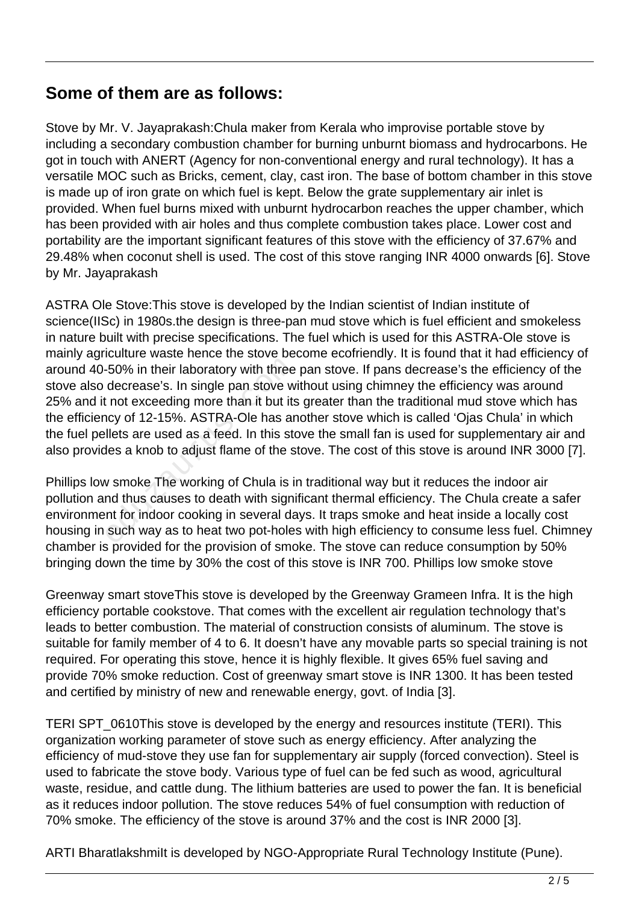## Some of them are as follows:

Stove by Mr. V. Jayaprakash:Chula maker from Kerala who improvise portable stove by including a secondary combustion chamber for burning unburnt biomass and hydrocarbons. He got in touch with ANERT (Agency for non-conventional energy and rural technology). It has a versatile MOC such as Bricks, cement, clay, cast iron. The base of bottom chamber in this stove is made up of iron grate on which fuel is kept. Below the grate supplementary air inlet is provided. When fuel burns mixed with unburnt hydrocarbon reaches the upper chamber, which has been provided with air holes and thus complete combustion takes place. Lower cost and portability are the important significant features of this stove with the efficiency of 37.67% and 29.48% when coconut shell is used. The cost of this stove ranging INR 4000 onwards [6]. Stove by Mr. Jayaprakash

ASTRA Ole Stove:This stove is developed by the Indian scientist of Indian institute of science(IISc) in 1980s.the design is three-pan mud stove which is fuel efficient and smokeless in nature built with precise specifications. The fuel which is used for this ASTRA-Ole stove is mainly agriculture waste hence the stove become ecofriendly. It is found that it had efficiency of around 40-50% in their laboratory with three pan stove. If pans decrease's the efficiency of the stove also decrease's. In single pan stove without using chimney the efficiency was around 25% and it not exceeding more than it but its greater than the traditional mud stove which has the efficiency of 12-15%. ASTRA-Ole has another stove which is called 'Ojas Chula' in which the fuel pellets are used as a feed. In this stove the small fan is used for supplementary air and also provides a knob to adjust flame of the stove. The cost of this stove is around INR 3000 [7].

Phillips low smoke The working of Chula is in traditional way but it reduces the indoor air pollution and thus causes to death with significant thermal efficiency. The Chula create a safer environment for indoor cooking in several days. It traps smoke and heat inside a locally cost housing in such way as to heat two pot-holes with high efficiency to consume less fuel. Chimney chamber is provided for the provision of smoke. The stove can reduce consumption by 50% bringing down the time by 30% the cost of this stove is INR 700. Phillips low smoke stove

Greenway smart stoveThis stove is developed by the Greenway Grameen Infra. It is the high efficiency portable cookstove. That comes with the excellent air regulation technology that's leads to better combustion. The material of construction consists of aluminum. The stove is suitable for family member of 4 to 6. It doesn't have any movable parts so special training is not required. For operating this stove, hence it is highly flexible. It gives 65% fuel saving and provide 70% smoke reduction. Cost of greenway smart stove is INR 1300. It has been tested and certified by ministry of new and renewable energy, govt. of India [3].

TERI SPT_0610This stove is developed by the energy and resources institute (TERI). This organization working parameter of stove such as energy efficiency. After analyzing the efficiency of mud-stove they use fan for supplementary air supply (forced convection). Steel is used to fabricate the stove body. Various type of fuel can be fed such as wood, agricultural waste, residue, and cattle dung. The lithium batteries are used to power the fan. It is beneficial as it reduces indoor pollution. The stove reduces 54% of fuel consumption with reduction of 70% smoke. The efficiency of the stove is around 37% and the cost is INR 2000 [3].

ARTI BharatlakshmiIt is developed by NGO-Appropriate Rural Technology Institute (Pune).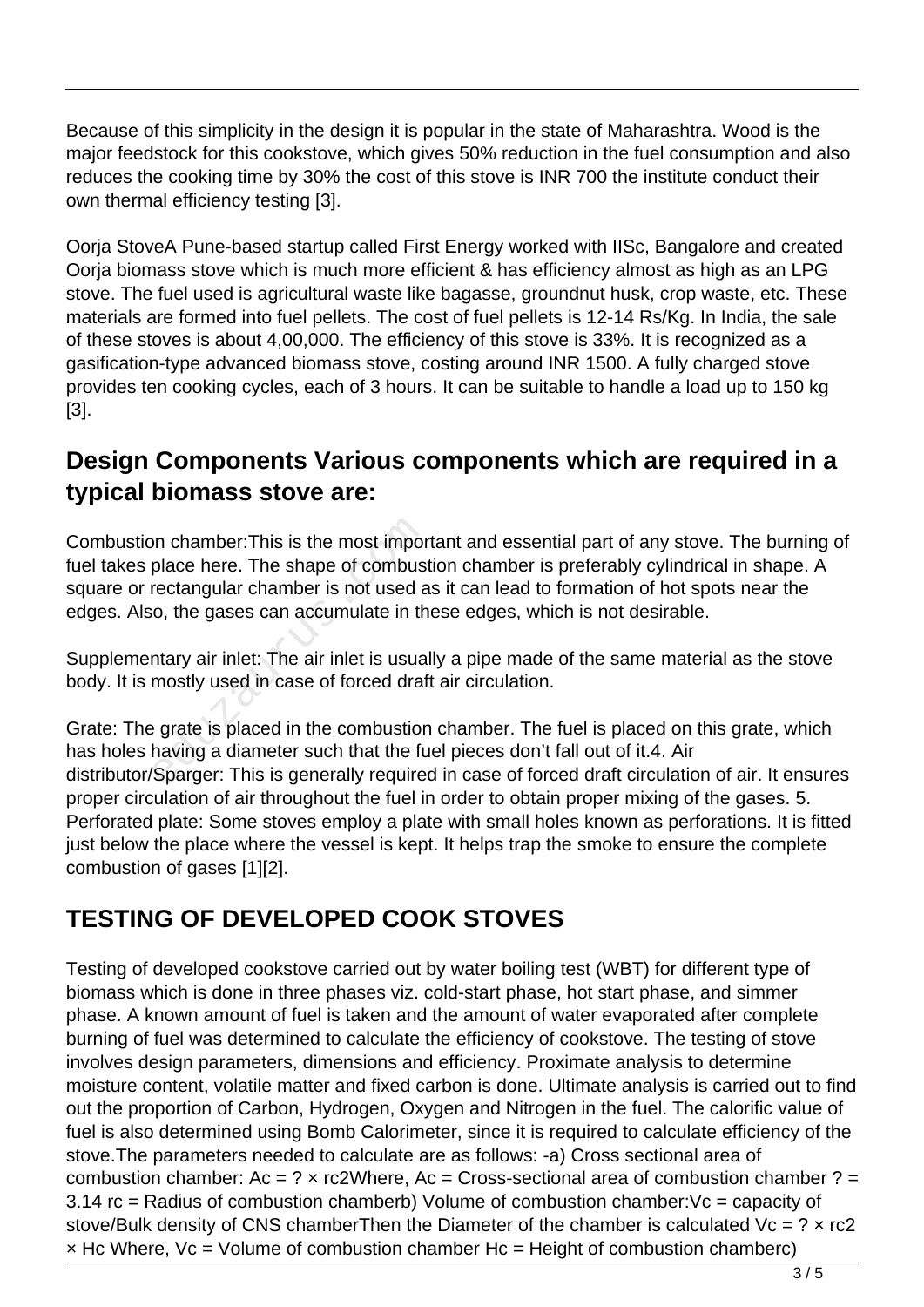Because of this simplicity in the design it is popular in the state of Maharashtra. Wood is the major feedstock for this cookstove, which gives 50% reduction in the fuel consumption and also reduces the cooking time by 30% the cost of this stove is INR 700 the institute conduct their own thermal efficiency testing [3].

Oorja StoveA Pune-based startup called First Energy worked with IISc, Bangalore and created Oorja biomass stove which is much more efficient & has efficiency almost as high as an LPG stove. The fuel used is agricultural waste like bagasse, groundnut husk, crop waste, etc. These materials are formed into fuel pellets. The cost of fuel pellets is 12-14 Rs/Kg. In India, the sale of these stoves is about 4,00,000. The efficiency of this stove is 33%. It is recognized as a gasification-type advanced biomass stove, costing around INR 1500. A fully charged stove provides ten cooking cycles, each of 3 hours. It can be suitable to handle a load up to 150 kg [3].

## Design Components Various components which are required in a typical biomass stove are:

Combustion chamber:This is the most important and essential part of any stove. The burning of fuel takes place here. The shape of combustion chamber is preferably cylindrical in shape. A square or rectangular chamber is not used as it can lead to formation of hot spots near the edges. Also, the gases can accumulate in these edges, which is not desirable.

Supplementary air inlet: The air inlet is usually a pipe made of the same material as the stove body. It is mostly used in case of forced draft air circulation.

Grate: The grate is placed in the combustion chamber. The fuel is placed on this grate, which has holes having a diameter such that the fuel pieces don't fall out of it.4. Air distributor/Sparger: This is generally required in case of forced draft circulation of air. It ensures proper circulation of air throughout the fuel in order to obtain proper mixing of the gases. 5. Perforated plate: Some stoves employ a plate with small holes known as perforations. It is fitted just below the place where the vessel is kept. It helps trap the smoke to ensure the complete combustion of gases [1][2].

## TESTING OF DEVELOPED COOK STOVES

Testing of developed cookstove carried out by water boiling test (WBT) for different type of biomass which is done in three phases viz. cold-start phase, hot start phase, and simmer phase. A known amount of fuel is taken and the amount of water evaporated after complete burning of fuel was determined to calculate the efficiency of cookstove. The testing of stove involves design parameters, dimensions and efficiency. Proximate analysis to determine moisture content, volatile matter and fixed carbon is done. Ultimate analysis is carried out to find out the proportion of Carbon, Hydrogen, Oxygen and Nitrogen in the fuel. The calorific value of fuel is also determined using Bomb Calorimeter, since it is required to calculate efficiency of the stove.The parameters needed to calculate are as follows: -a) Cross sectional area of combustion chamber: $A_c = ? \times r_c^2$Where, $A_c$ = Cross-sectional area of combustion chamber ? = 3.14 $r_c$ = Radius of combustion chamberb) Volume of combustion chamber:$V_c$ = capacity of stove/Bulk density of CNS chamberThen the Diameter of the chamber is calculated $V_c = ? \times r_c^2 \times H_c$ Where, $V_c$ = Volume of combustion chamber $H_c$ = Height of combustion chamberc)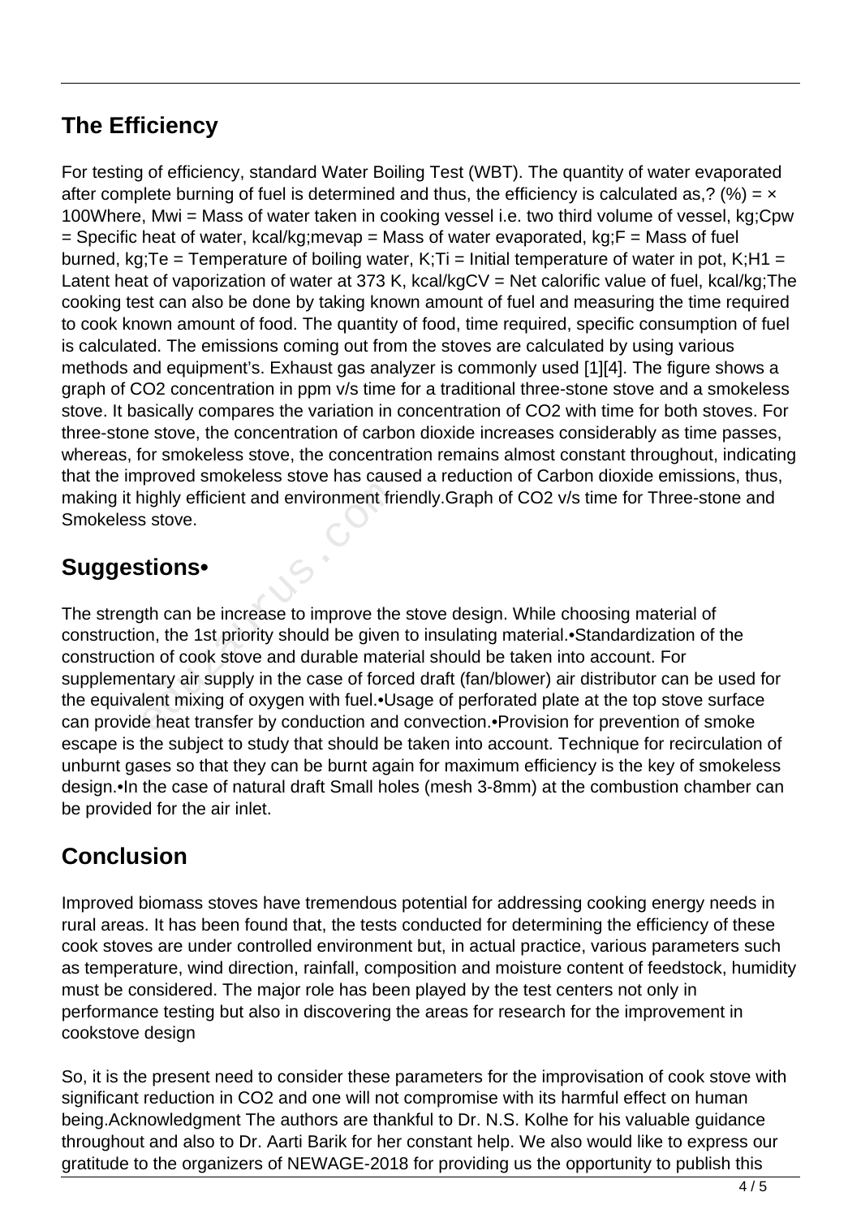## The Efficiency

For testing of efficiency, standard Water Boiling Test (WBT). The quantity of water evaporated after complete burning of fuel is determined and thus, the efficiency is calculated as,? (%) = × 100Where, Mwi = Mass of water taken in cooking vessel i.e. two third volume of vessel, kg;Cpw = Specific heat of water, kcal/kg;mevap = Mass of water evaporated, kg;F = Mass of fuel burned, kg;Te = Temperature of boiling water, K;Ti = Initial temperature of water in pot, K;H1 = Latent heat of vaporization of water at 373 K, kcal/kgCV = Net calorific value of fuel, kcal/kg;The cooking test can also be done by taking known amount of fuel and measuring the time required to cook known amount of food. The quantity of food, time required, specific consumption of fuel is calculated. The emissions coming out from the stoves are calculated by using various methods and equipment's. Exhaust gas analyzer is commonly used [1][4]. The figure shows a graph of $CO_2$ concentration in ppm v/s time for a traditional three-stone stove and a smokeless stove. It basically compares the variation in concentration of $CO_2$ with time for both stoves. For three-stone stove, the concentration of carbon dioxide increases considerably as time passes, whereas, for smokeless stove, the concentration remains almost constant throughout, indicating that the improved smokeless stove has caused a reduction of Carbon dioxide emissions, thus, making it highly efficient and environment friendly.Graph of $CO_2$ v/s time for Three-stone and Smokeless stove.

## Suggestions•

The strength can be increase to improve the stove design. While choosing material of construction, the 1st priority should be given to insulating material.•Standardization of the construction of cook stove and durable material should be taken into account. For supplementary air supply in the case of forced draft (fan/blower) air distributor can be used for the equivalent mixing of oxygen with fuel.•Usage of perforated plate at the top stove surface can provide heat transfer by conduction and convection.•Provision for prevention of smoke escape is the subject to study that should be taken into account. Technique for recirculation of unburnt gases so that they can be burnt again for maximum efficiency is the key of smokeless design.•In the case of natural draft Small holes (mesh 3-8mm) at the combustion chamber can be provided for the air inlet.

## Conclusion

Improved biomass stoves have tremendous potential for addressing cooking energy needs in rural areas. It has been found that, the tests conducted for determining the efficiency of these cook stoves are under controlled environment but, in actual practice, various parameters such as temperature, wind direction, rainfall, composition and moisture content of feedstock, humidity must be considered. The major role has been played by the test centers not only in performance testing but also in discovering the areas for research for the improvement in cookstove design

So, it is the present need to consider these parameters for the improvisation of cook stove with significant reduction in $CO_2$ and one will not compromise with its harmful effect on human being.Acknowledgment The authors are thankful to Dr. N.S. Kolhe for his valuable guidance throughout and also to Dr. Aarti Barik for her constant help. We also would like to express our gratitude to the organizers of NEWAGE-2018 for providing us the opportunity to publish this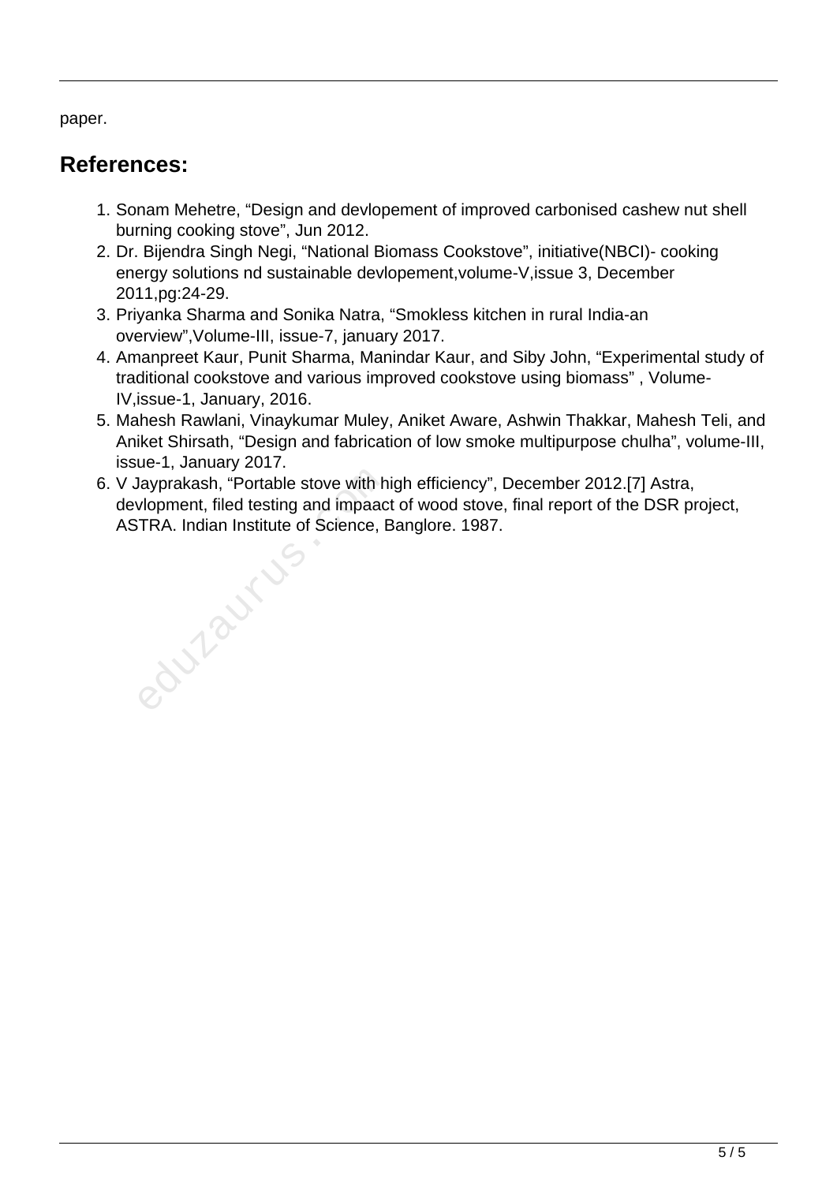paper.

## References:

1. Sonam Mehetre, “Design and devlopement of improved carbonised cashew nut shell burning cooking stove”, Jun 2012.
2. Dr. Bijendra Singh Negi, “National Biomass Cookstove”, initiative(NBCI)- cooking energy solutions nd sustainable devlopement,volume-V,issue 3, December 2011,pg:24-29.
3. Priyanka Sharma and Sonika Natra, “Smokless kitchen in rural India-an overview”,Volume-III, issue-7, january 2017.
4. Amanpreet Kaur, Punit Sharma, Manindar Kaur, and Siby John, “Experimental study of traditional cookstove and various improved cookstove using biomass” , Volume-IV,issue-1, January, 2016.
5. Mahesh Rawlani, Vinaykumar Muley, Aniket Aware, Ashwin Thakkar, Mahesh Teli, and Aniket Shirsath, “Design and fabrication of low smoke multipurpose chulha”, volume-III, issue-1, January 2017.
6. V Jayprakash, “Portable stove with high efficiency”, December 2012.[7] Astra, devlopment, filed testing and impaact of wood stove, final report of the DSR project, ASTRA. Indian Institute of Science, Banglore. 1987.